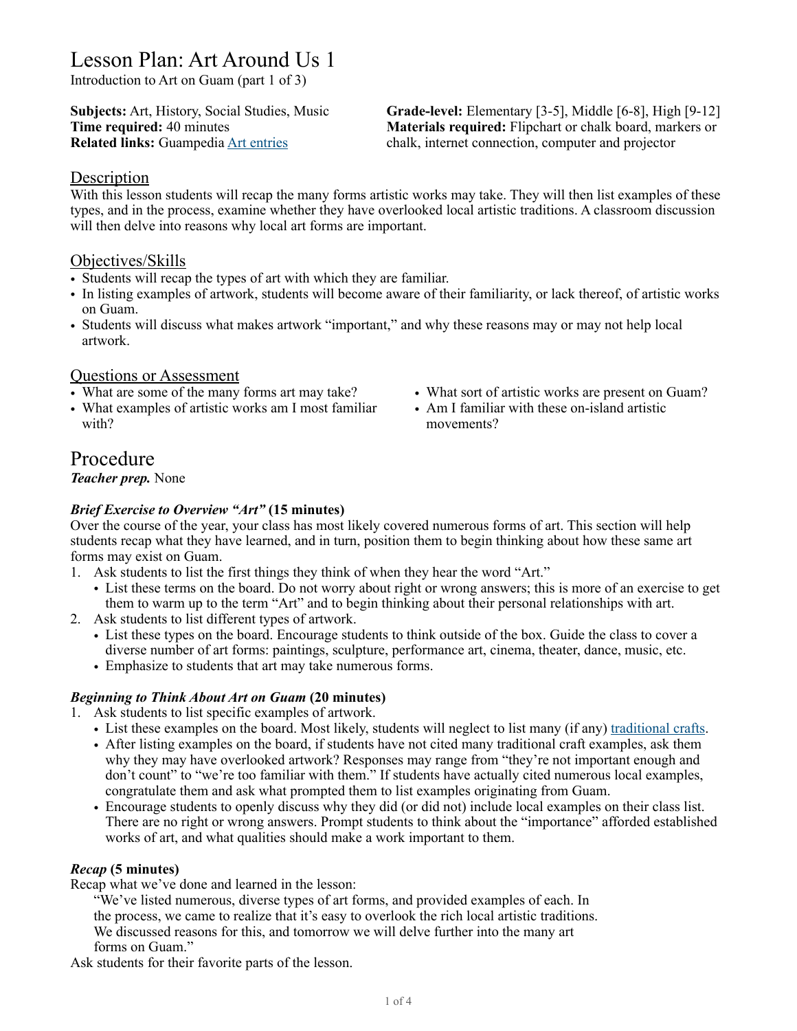# Lesson Plan: Art Around Us 1

Introduction to Art on Guam (part 1 of 3)

**Subjects:** Art, History, Social Studies, Music
**Time required:** 40 minutes
**Related links:** Guampedia [Art entries]

**Grade-level:** Elementary [3-5], Middle [6-8], High [9-12]
**Materials required:** Flipchart or chalk board, markers or chalk, internet connection, computer and projector

## Description

With this lesson students will recap the many forms artistic works may take. They will then list examples of these types, and in the process, examine whether they have overlooked local artistic traditions. A classroom discussion will then delve into reasons why local art forms are important.

## Objectives/Skills

- Students will recap the types of art with which they are familiar.
- In listing examples of artwork, students will become aware of their familiarity, or lack thereof, of artistic works on Guam.
- Students will discuss what makes artwork "important," and why these reasons may or may not help local artwork.

## Questions or Assessment

- What are some of the many forms art may take?
- What examples of artistic works am I most familiar with?
- What sort of artistic works are present on Guam?
- Am I familiar with these on-island artistic movements?

# Procedure

***Teacher prep.*** None

### *Brief Exercise to Overview "Art"* (15 minutes)

Over the course of the year, your class has most likely covered numerous forms of art. This section will help students recap what they have learned, and in turn, position them to begin thinking about how these same art forms may exist on Guam.

1. Ask students to list the first things they think of when they hear the word "Art."
   - List these terms on the board. Do not worry about right or wrong answers; this is more of an exercise to get them to warm up to the term "Art" and to begin thinking about their personal relationships with art.
2. Ask students to list different types of artwork.
   - List these types on the board. Encourage students to think outside of the box. Guide the class to cover a diverse number of art forms: paintings, sculpture, performance art, cinema, theater, dance, music, etc.
   - Emphasize to students that art may take numerous forms.

### *Beginning to Think About Art on Guam* (20 minutes)

1. Ask students to list specific examples of artwork.
   - List these examples on the board. Most likely, students will neglect to list many (if any) traditional crafts.
   - After listing examples on the board, if students have not cited many traditional craft examples, ask them why they may have overlooked artwork? Responses may range from "they're not important enough and don't count" to "we're too familiar with them." If students have actually cited numerous local examples, congratulate them and ask what prompted them to list examples originating from Guam.
   - Encourage students to openly discuss why they did (or did not) include local examples on their class list. There are no right or wrong answers. Prompt students to think about the "importance" afforded established works of art, and what qualities should make a work important to them.

### *Recap* (5 minutes)

Recap what we've done and learned in the lesson:

> "We've listed numerous, diverse types of art forms, and provided examples of each. In the process, we came to realize that it's easy to overlook the rich local artistic traditions. We discussed reasons for this, and tomorrow we will delve further into the many art forms on Guam."

Ask students for their favorite parts of the lesson.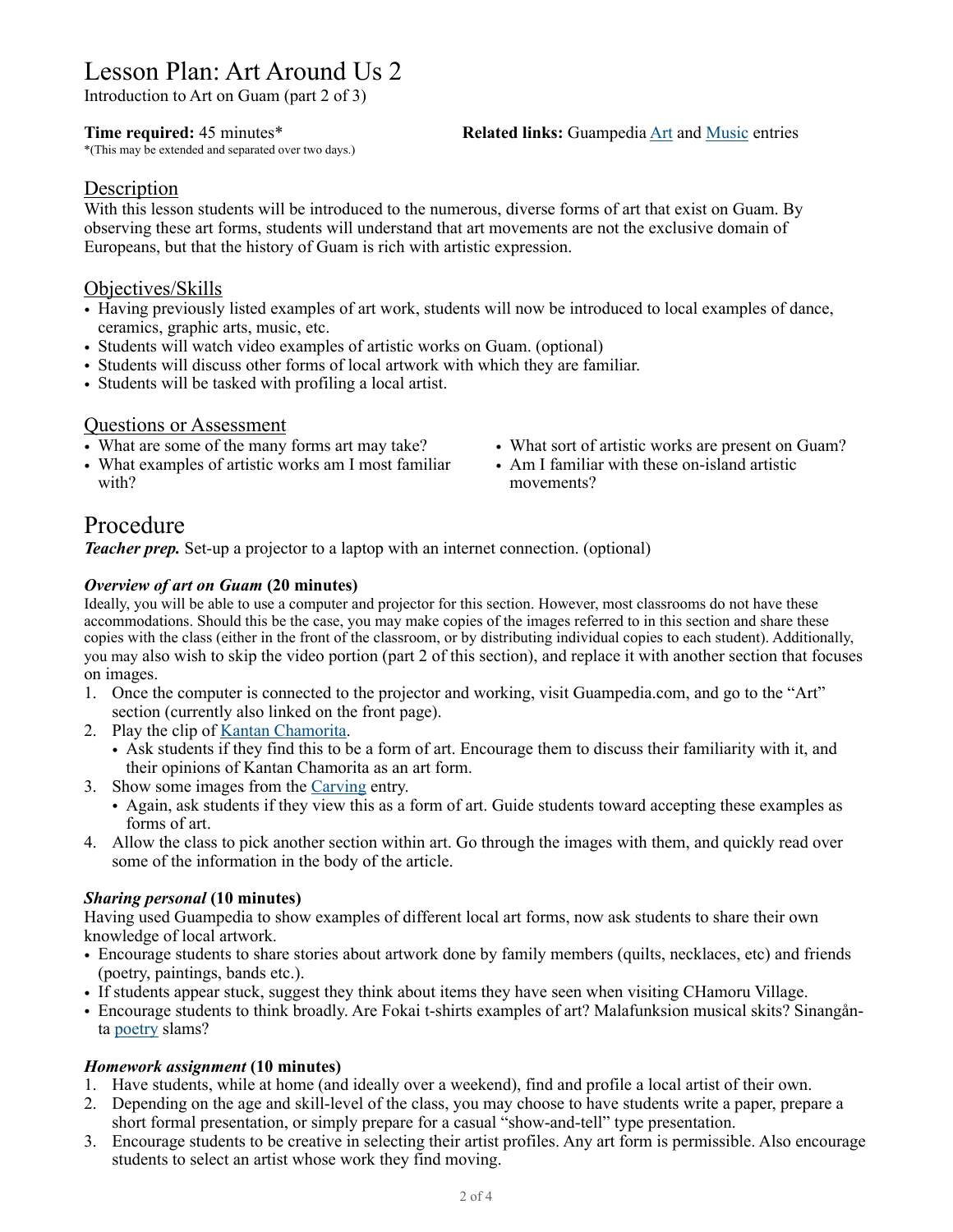# Lesson Plan: Art Around Us 2

Introduction to Art on Guam (part 2 of 3)

**Time required:** 45 minutes*
*(This may be extended and separated over two days.)

**Related links:** Guampedia Art and Music entries

## Description

With this lesson students will be introduced to the numerous, diverse forms of art that exist on Guam. By observing these art forms, students will understand that art movements are not the exclusive domain of Europeans, but that the history of Guam is rich with artistic expression.

## Objectives/Skills

- Having previously listed examples of art work, students will now be introduced to local examples of dance, ceramics, graphic arts, music, etc.
- Students will watch video examples of artistic works on Guam. (optional)
- Students will discuss other forms of local artwork with which they are familiar.
- Students will be tasked with profiling a local artist.

## Questions or Assessment

- What are some of the many forms art may take?
- What examples of artistic works am I most familiar with?
- What sort of artistic works are present on Guam?
- Am I familiar with these on-island artistic movements?

# Procedure

***Teacher prep.*** Set-up a projector to a laptop with an internet connection. (optional)

### *Overview of art on Guam* (20 minutes)

Ideally, you will be able to use a computer and projector for this section. However, most classrooms do not have these accommodations. Should this be the case, you may make copies of the images referred to in this section and share these copies with the class (either in the front of the classroom, or by distributing individual copies to each student). Additionally, you may also wish to skip the video portion (part 2 of this section), and replace it with another section that focuses on images.

1. Once the computer is connected to the projector and working, visit Guampedia.com, and go to the "Art" section (currently also linked on the front page).
2. Play the clip of Kantan Chamorita.
   - Ask students if they find this to be a form of art. Encourage them to discuss their familiarity with it, and their opinions of Kantan Chamorita as an art form.
3. Show some images from the Carving entry.
   - Again, ask students if they view this as a form of art. Guide students toward accepting these examples as forms of art.
4. Allow the class to pick another section within art. Go through the images with them, and quickly read over some of the information in the body of the article.

### *Sharing personal* (10 minutes)

Having used Guampedia to show examples of different local art forms, now ask students to share their own knowledge of local artwork.

- Encourage students to share stories about artwork done by family members (quilts, necklaces, etc) and friends (poetry, paintings, bands etc.).
- If students appear stuck, suggest they think about items they have seen when visiting CHamoru Village.
- Encourage students to think broadly. Are Fokai t-shirts examples of art? Malafunksion musical skits? Sinangån-ta poetry slams?

### *Homework assignment* (10 minutes)

1. Have students, while at home (and ideally over a weekend), find and profile a local artist of their own.
2. Depending on the age and skill-level of the class, you may choose to have students write a paper, prepare a short formal presentation, or simply prepare for a casual "show-and-tell" type presentation.
3. Encourage students to be creative in selecting their artist profiles. Any art form is permissible. Also encourage students to select an artist whose work they find moving.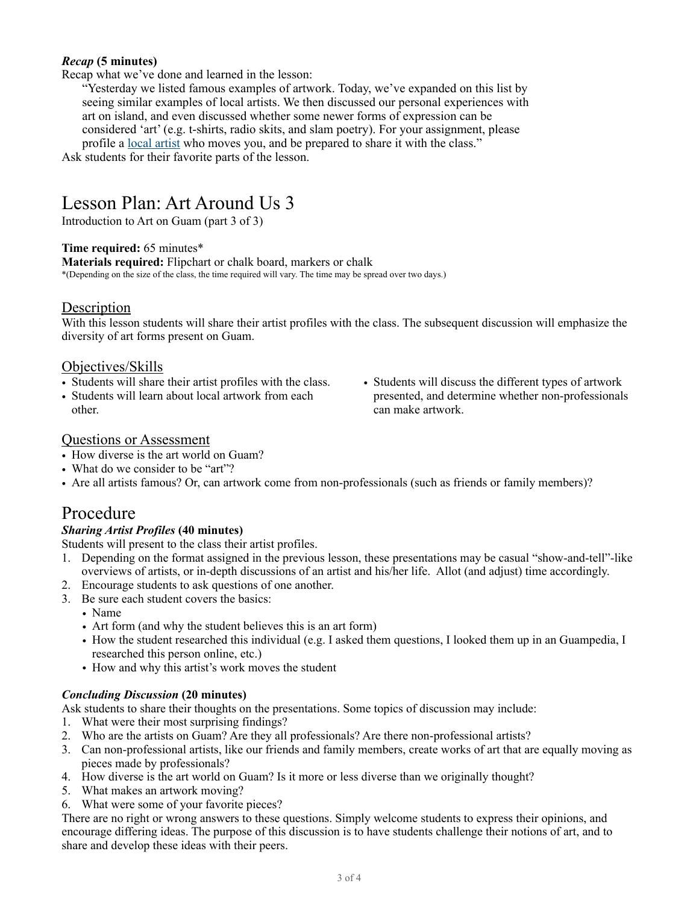***Recap* (5 minutes)**

Recap what we've done and learned in the lesson:

> "Yesterday we listed famous examples of artwork. Today, we've expanded on this list by seeing similar examples of local artists. We then discussed our personal experiences with art on island, and even discussed whether some newer forms of expression can be considered 'art' (e.g. t-shirts, radio skits, and slam poetry). For your assignment, please profile a [local artist] who moves you, and be prepared to share it with the class."

Ask students for their favorite parts of the lesson.

# Lesson Plan: Art Around Us 3

Introduction to Art on Guam (part 3 of 3)

**Time required:** 65 minutes*

**Materials required:** Flipchart or chalk board, markers or chalk

*(Depending on the size of the class, the time required will vary. The time may be spread over two days.)

## Description

With this lesson students will share their artist profiles with the class. The subsequent discussion will emphasize the diversity of art forms present on Guam.

## Objectives/Skills

- Students will share their artist profiles with the class.
- Students will learn about local artwork from each other.
- Students will discuss the different types of artwork presented, and determine whether non-professionals can make artwork.

## Questions or Assessment

- How diverse is the art world on Guam?
- What do we consider to be "art"?
- Are all artists famous? Or, can artwork come from non-professionals (such as friends or family members)?

# Procedure

***Sharing Artist Profiles* (40 minutes)**

Students will present to the class their artist profiles.

1. Depending on the format assigned in the previous lesson, these presentations may be casual "show-and-tell"-like overviews of artists, or in-depth discussions of an artist and his/her life. Allot (and adjust) time accordingly.
2. Encourage students to ask questions of one another.
3. Be sure each student covers the basics:
   - Name
   - Art form (and why the student believes this is an art form)
   - How the student researched this individual (e.g. I asked them questions, I looked them up in an Guampedia, I researched this person online, etc.)
   - How and why this artist's work moves the student

***Concluding Discussion* (20 minutes)**

Ask students to share their thoughts on the presentations. Some topics of discussion may include:

1. What were their most surprising findings?
2. Who are the artists on Guam? Are they all professionals? Are there non-professional artists?
3. Can non-professional artists, like our friends and family members, create works of art that are equally moving as pieces made by professionals?
4. How diverse is the art world on Guam? Is it more or less diverse than we originally thought?
5. What makes an artwork moving?
6. What were some of your favorite pieces?

There are no right or wrong answers to these questions. Simply welcome students to express their opinions, and encourage differing ideas. The purpose of this discussion is to have students challenge their notions of art, and to share and develop these ideas with their peers.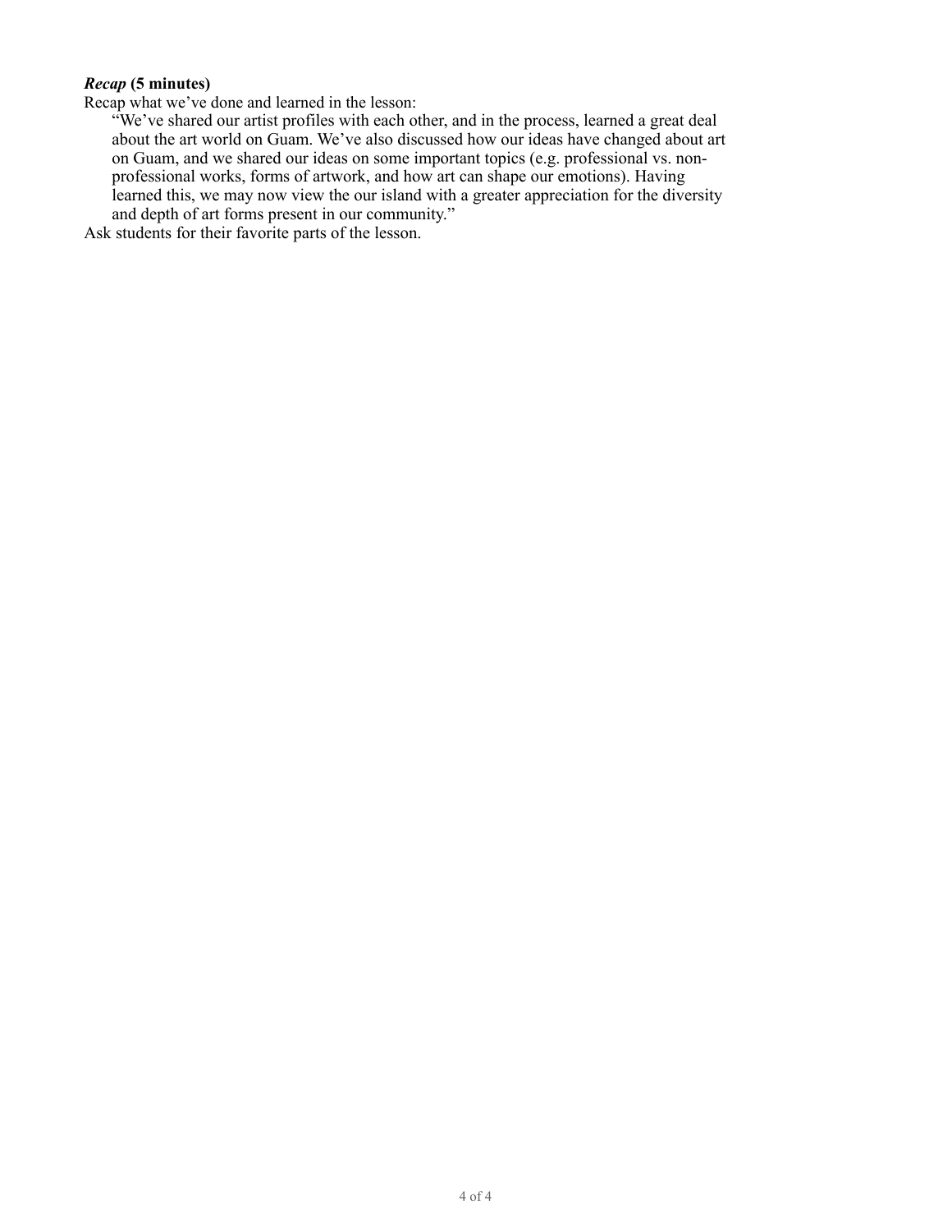***Recap* (5 minutes)**

Recap what we've done and learned in the lesson:

> "We've shared our artist profiles with each other, and in the process, learned a great deal about the art world on Guam. We've also discussed how our ideas have changed about art on Guam, and we shared our ideas on some important topics (e.g. professional vs. non-professional works, forms of artwork, and how art can shape our emotions). Having learned this, we may now view the our island with a greater appreciation for the diversity and depth of art forms present in our community."

Ask students for their favorite parts of the lesson.